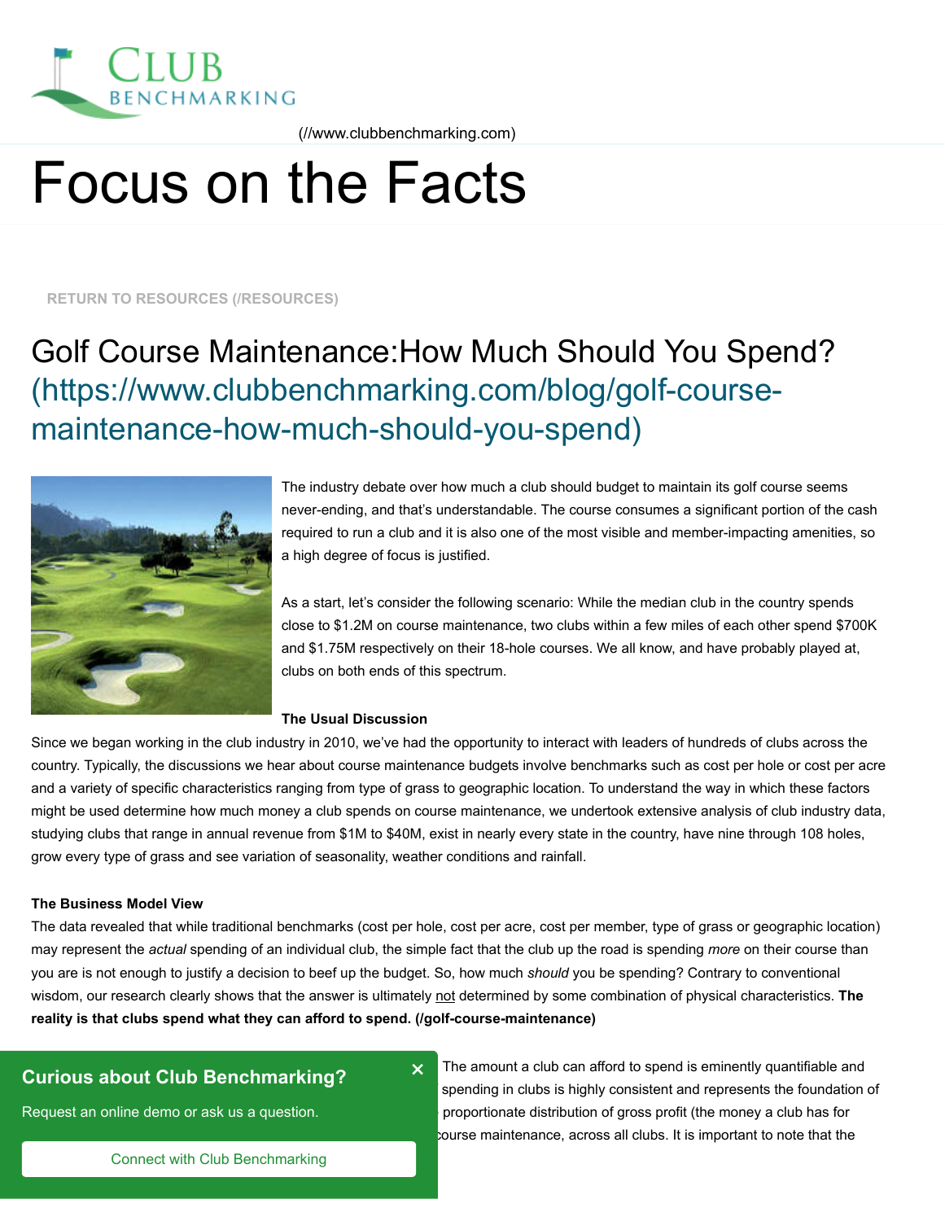(//www.clubbenchmarking.com)

# Focus on the Facts

RETURN TO RESOURCES (/RESOURCES)

## Golf Course Maintenance:How Much Should You Spend? (https://www.clubbenchmarking.com/blog/golf-course-maintenance-how-much-should-you-spend)

The industry debate over how much a club should budget to maintain its golf course seems never-ending, and that's understandable. The course consumes a significant portion of the cash required to run a club and it is also one of the most visible and member-impacting amenities, so a high degree of focus is justified.

As a start, let's consider the following scenario: While the median club in the country spends close to $1.2M on course maintenance, two clubs within a few miles of each other spend $700K and $1.75M respectively on their 18-hole courses. We all know, and have probably played at, clubs on both ends of this spectrum.

**The Usual Discussion**

Since we began working in the club industry in 2010, we've had the opportunity to interact with leaders of hundreds of clubs across the country. Typically, the discussions we hear about course maintenance budgets involve benchmarks such as cost per hole or cost per acre and a variety of specific characteristics ranging from type of grass to geographic location. To understand the way in which these factors might be used determine how much money a club spends on course maintenance, we undertook extensive analysis of club industry data, studying clubs that range in annual revenue from $1M to $40M, exist in nearly every state in the country, have nine through 108 holes, grow every type of grass and see variation of seasonality, weather conditions and rainfall.

**The Business Model View**

The data revealed that while traditional benchmarks (cost per hole, cost per acre, cost per member, type of grass or geographic location) may represent the *actual* spending of an individual club, the simple fact that the club up the road is spending *more* on their course than you are is not enough to justify a decision to beef up the budget. So, how much *should* you be spending? Contrary to conventional wisdom, our research clearly shows that the answer is ultimately not determined by some combination of physical characteristics. **The reality is that clubs spend what they can afford to spend. (/golf-course-maintenance)**

Curious about Club Benchmarking?

Request an online demo or ask us a question.

Connect with Club Benchmarking

The amount a club can afford to spend is eminently quantifiable and spending in clubs is highly consistent and represents the foundation of proportionate distribution of gross profit (the money a club has for course maintenance, across all clubs. It is important to note that the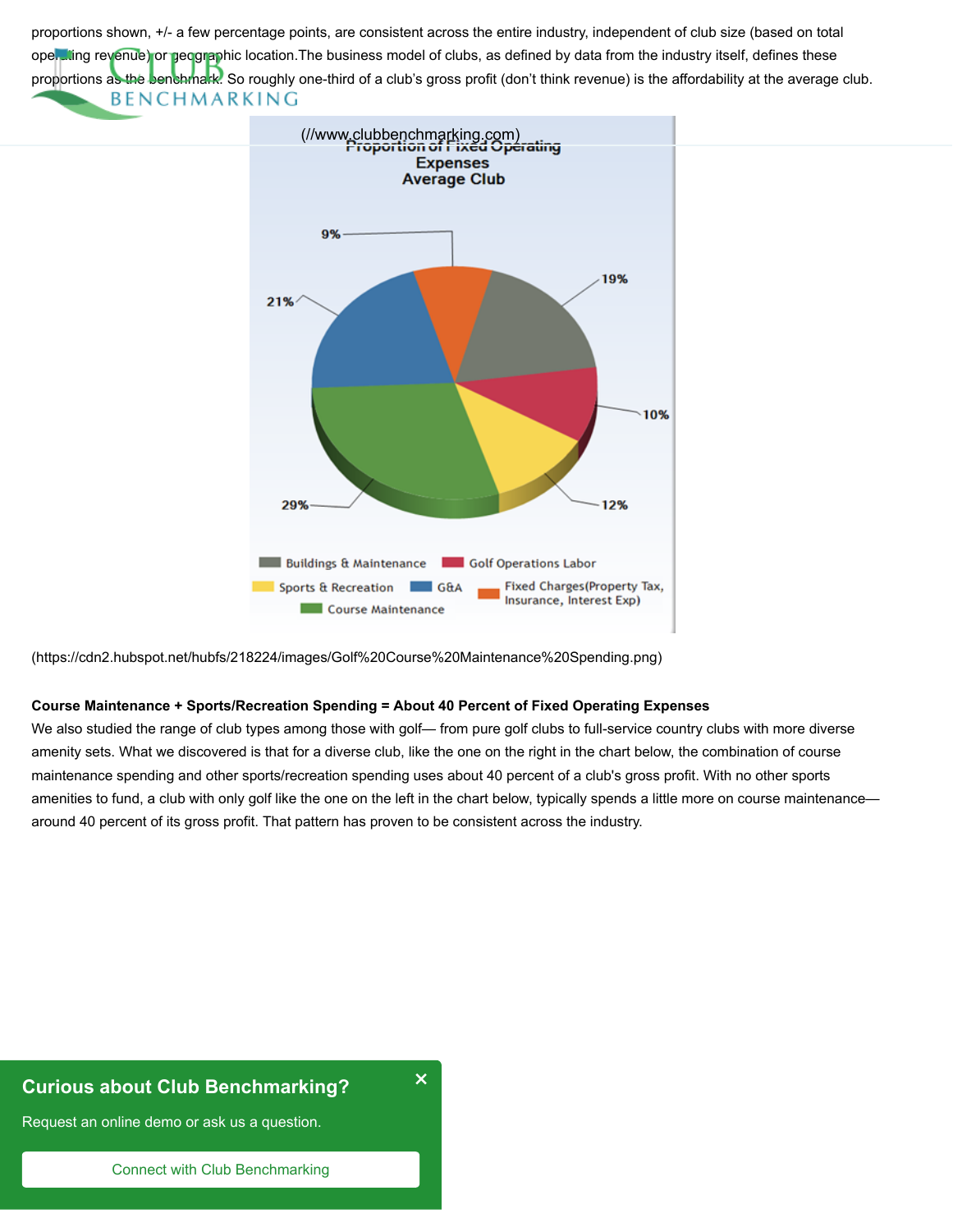proportions shown, +/- a few percentage points, are consistent across the entire industry, independent of club size (based on total operating revenue) or geographic location.The business model of clubs, as defined by data from the industry itself, defines these proportions as the benchmark. So roughly one-third of a club's gross profit (don't think revenue) is the affordability at the average club.

(//www.clubbenchmarking.com)

(https://cdn2.hubspot.net/hubfs/218224/images/Golf%20Course%20Maintenance%20Spending.png)

**Course Maintenance + Sports/Recreation Spending = About 40 Percent of Fixed Operating Expenses**

We also studied the range of club types among those with golf— from pure golf clubs to full-service country clubs with more diverse amenity sets. What we discovered is that for a diverse club, like the one on the right in the chart below, the combination of course maintenance spending and other sports/recreation spending uses about 40 percent of a club's gross profit. With no other sports amenities to fund, a club with only golf like the one on the left in the chart below, typically spends a little more on course maintenance—around 40 percent of its gross profit. That pattern has proven to be consistent across the industry.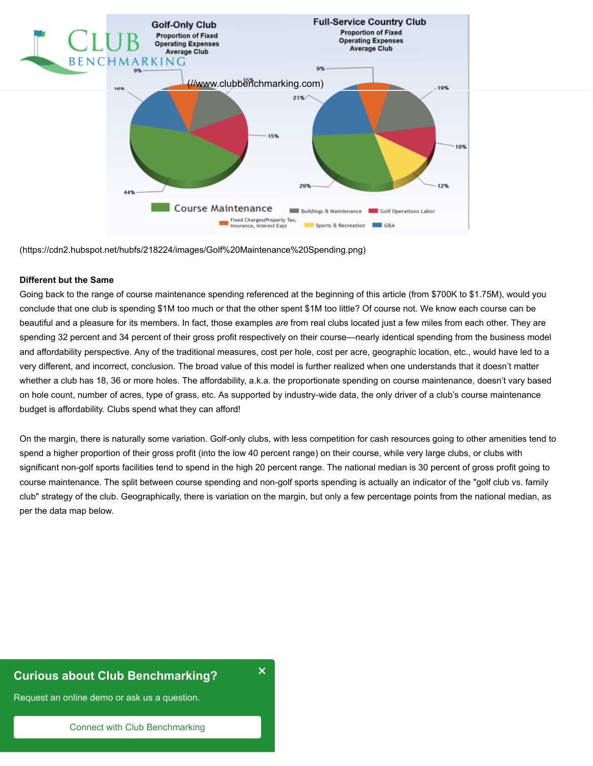(//www.clubbenchmarking.com)

(https://cdn2.hubspot.net/hubfs/218224/images/Golf%20Maintenance%20Spending.png)

**Different but the Same**

Going back to the range of course maintenance spending referenced at the beginning of this article (from $700K to $1.75M), would you conclude that one club is spending $1M too much or that the other spent $1M too little? Of course not. We know each course can be beautiful and a pleasure for its members. In fact, those examples *are* from real clubs located just a few miles from each other. They are spending 32 percent and 34 percent of their gross profit respectively on their course—nearly identical spending from the business model and affordability perspective. Any of the traditional measures, cost per hole, cost per acre, geographic location, etc., would have led to a very different, and incorrect, conclusion. The broad value of this model is further realized when one understands that it doesn't matter whether a club has 18, 36 or more holes. The affordability, a.k.a. the proportionate spending on course maintenance, doesn't vary based on hole count, number of acres, type of grass, etc. As supported by industry-wide data, the only driver of a club's course maintenance budget is affordability. Clubs spend what they can afford!

On the margin, there is naturally some variation. Golf-only clubs, with less competition for cash resources going to other amenities tend to spend a higher proportion of their gross profit (into the low 40 percent range) on their course, while very large clubs, or clubs with significant non-golf sports facilities tend to spend in the high 20 percent range. The national median is 30 percent of gross profit going to course maintenance. The split between course spending and non-golf sports spending is actually an indicator of the "golf club vs. family club" strategy of the club. Geographically, there is variation on the margin, but only a few percentage points from the national median, as per the data map below.

**Curious about Club Benchmarking?**

Request an online demo or ask us a question.

Connect with Club Benchmarking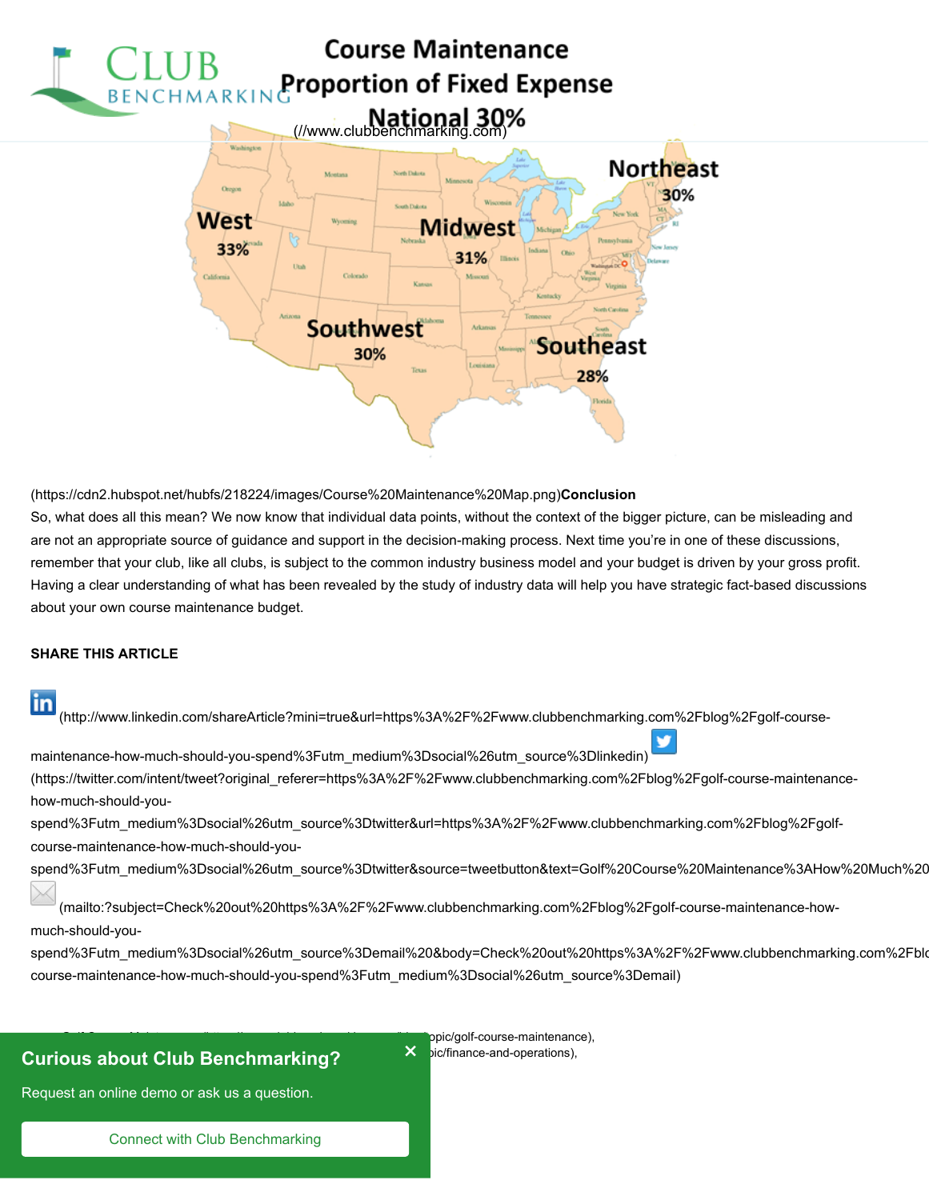(https://cdn2.hubspot.net/hubfs/218224/images/Course%20Maintenance%20Map.png)**Conclusion**

So, what does all this mean? We now know that individual data points, without the context of the bigger picture, can be misleading and are not an appropriate source of guidance and support in the decision-making process. Next time you're in one of these discussions, remember that your club, like all clubs, is subject to the common industry business model and your budget is driven by your gross profit. Having a clear understanding of what has been revealed by the study of industry data will help you have strategic fact-based discussions about your own course maintenance budget.

**SHARE THIS ARTICLE**

(http://www.linkedin.com/shareArticle?mini=true&url=https%3A%2F%2Fwww.clubbenchmarking.com%2Fblog%2Fgolf-course-maintenance-how-much-should-you-spend%3Futm_medium%3Dsocial%26utm_source%3Dlinkedin) (https://twitter.com/intent/tweet?original_referer=https%3A%2F%2Fwww.clubbenchmarking.com%2Fblog%2Fgolf-course-maintenance-how-much-should-you-spend%3Futm_medium%3Dsocial%26utm_source%3Dtwitter&url=https%3A%2F%2Fwww.clubbenchmarking.com%2Fblog%2Fgolf-course-maintenance-how-much-should-you-spend%3Futm_medium%3Dsocial%26utm_source%3Dtwitter&source=tweetbutton&text=Golf%20Course%20Maintenance%3AHow%20Much%20

(mailto:?subject=Check%20out%20https%3A%2F%2Fwww.clubbenchmarking.com%2Fblog%2Fgolf-course-maintenance-how-much-should-you-spend%3Futm_medium%3Dsocial%26utm_source%3Demail%20&body=Check%20out%20https%3A%2F%2Fwww.clubbenchmarking.com%2Fblog%2Fgolf-course-maintenance-how-much-should-you-spend%3Futm_medium%3Dsocial%26utm_source%3Demail)

opic/golf-course-maintenance), pic/finance-and-operations),

**Curious about Club Benchmarking?**

Request an online demo or ask us a question.

Connect with Club Benchmarking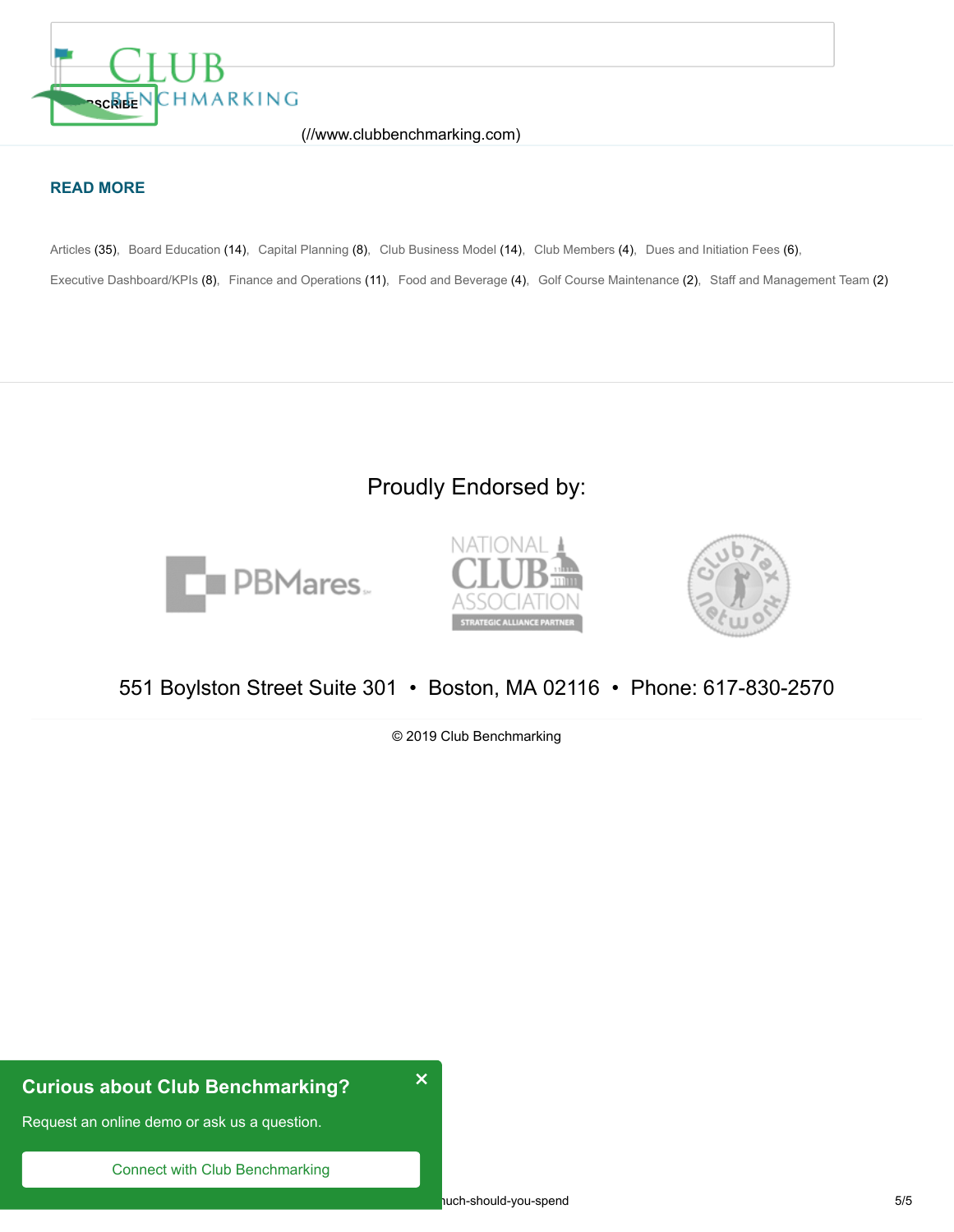SUBSCRIBE

CLUB BENCHMARKING

(//www.clubbenchmarking.com)

**READ MORE**

Articles (35), Board Education (14), Capital Planning (8), Club Business Model (14), Club Members (4), Dues and Initiation Fees (6), Executive Dashboard/KPIs (8), Finance and Operations (11), Food and Beverage (4), Golf Course Maintenance (2), Staff and Management Team (2)

Proudly Endorsed by:

PBMares

NATIONAL CLUB ASSOCIATION STRATEGIC ALLIANCE PARTNER

Club Tax Network

551 Boylston Street Suite 301 • Boston, MA 02116 • Phone: 617-830-2570

© 2019 Club Benchmarking

**Curious about Club Benchmarking?**

Request an online demo or ask us a question.

Connect with Club Benchmarking